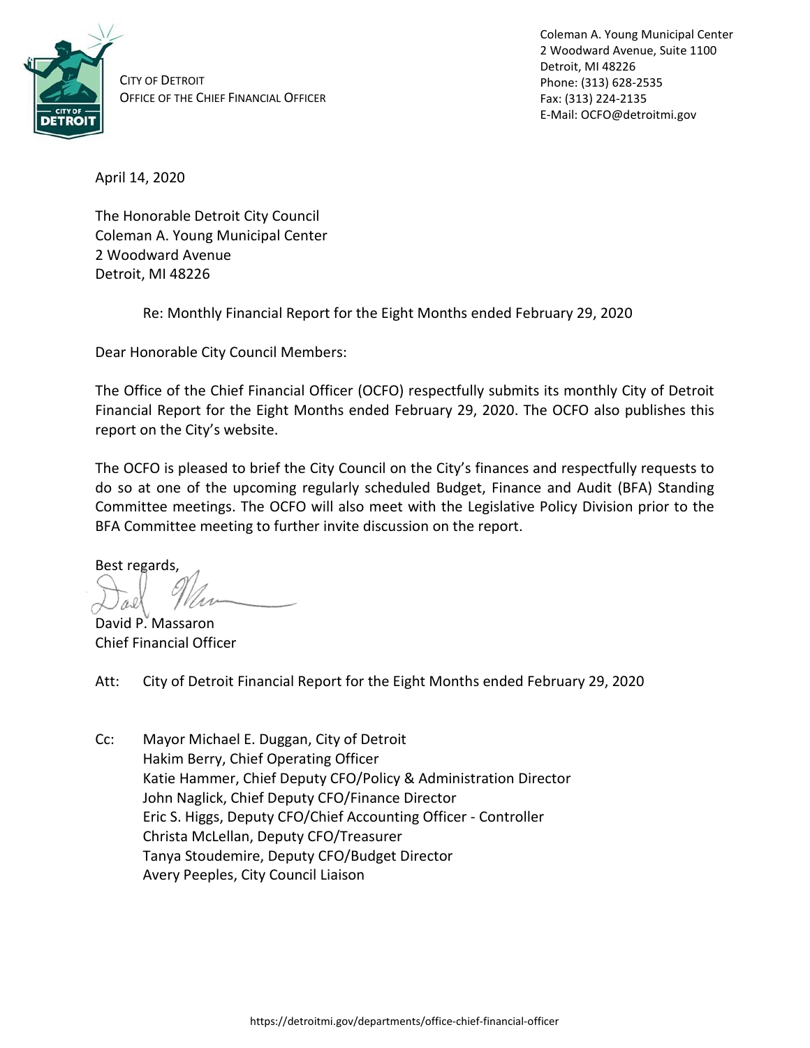CITY OF DETROIT
OFFICE OF THE CHIEF FINANCIAL OFFICER

Coleman A. Young Municipal Center
2 Woodward Avenue, Suite 1100
Detroit, MI 48226
Phone: (313) 628-2535
Fax: (313) 224-2135
E-Mail: OCFO@detroitmi.gov

April 14, 2020

The Honorable Detroit City Council
Coleman A. Young Municipal Center
2 Woodward Avenue
Detroit, MI 48226

Re: Monthly Financial Report for the Eight Months ended February 29, 2020

Dear Honorable City Council Members:

The Office of the Chief Financial Officer (OCFO) respectfully submits its monthly City of Detroit Financial Report for the Eight Months ended February 29, 2020. The OCFO also publishes this report on the City's website.

The OCFO is pleased to brief the City Council on the City's finances and respectfully requests to do so at one of the upcoming regularly scheduled Budget, Finance and Audit (BFA) Standing Committee meetings. The OCFO will also meet with the Legislative Policy Division prior to the BFA Committee meeting to further invite discussion on the report.

Best regards,

David P. Massaron
Chief Financial Officer

Att: City of Detroit Financial Report for the Eight Months ended February 29, 2020

Cc: Mayor Michael E. Duggan, City of Detroit
Hakim Berry, Chief Operating Officer
Katie Hammer, Chief Deputy CFO/Policy & Administration Director
John Naglick, Chief Deputy CFO/Finance Director
Eric S. Higgs, Deputy CFO/Chief Accounting Officer - Controller
Christa McLellan, Deputy CFO/Treasurer
Tanya Stoudemire, Deputy CFO/Budget Director
Avery Peeples, City Council Liaison

https://detroitmi.gov/departments/office-chief-financial-officer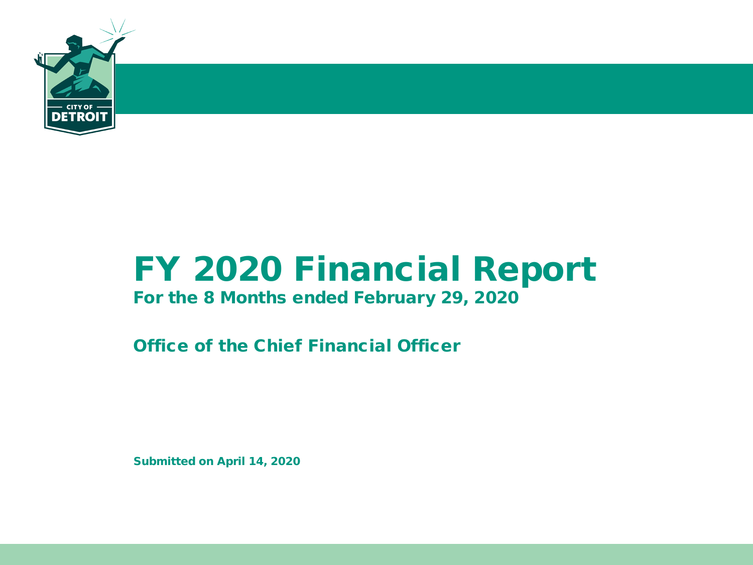# FY 2020 Financial Report

**For the 8 Months ended February 29, 2020**

**Office of the Chief Financial Officer**

**Submitted on April 14, 2020**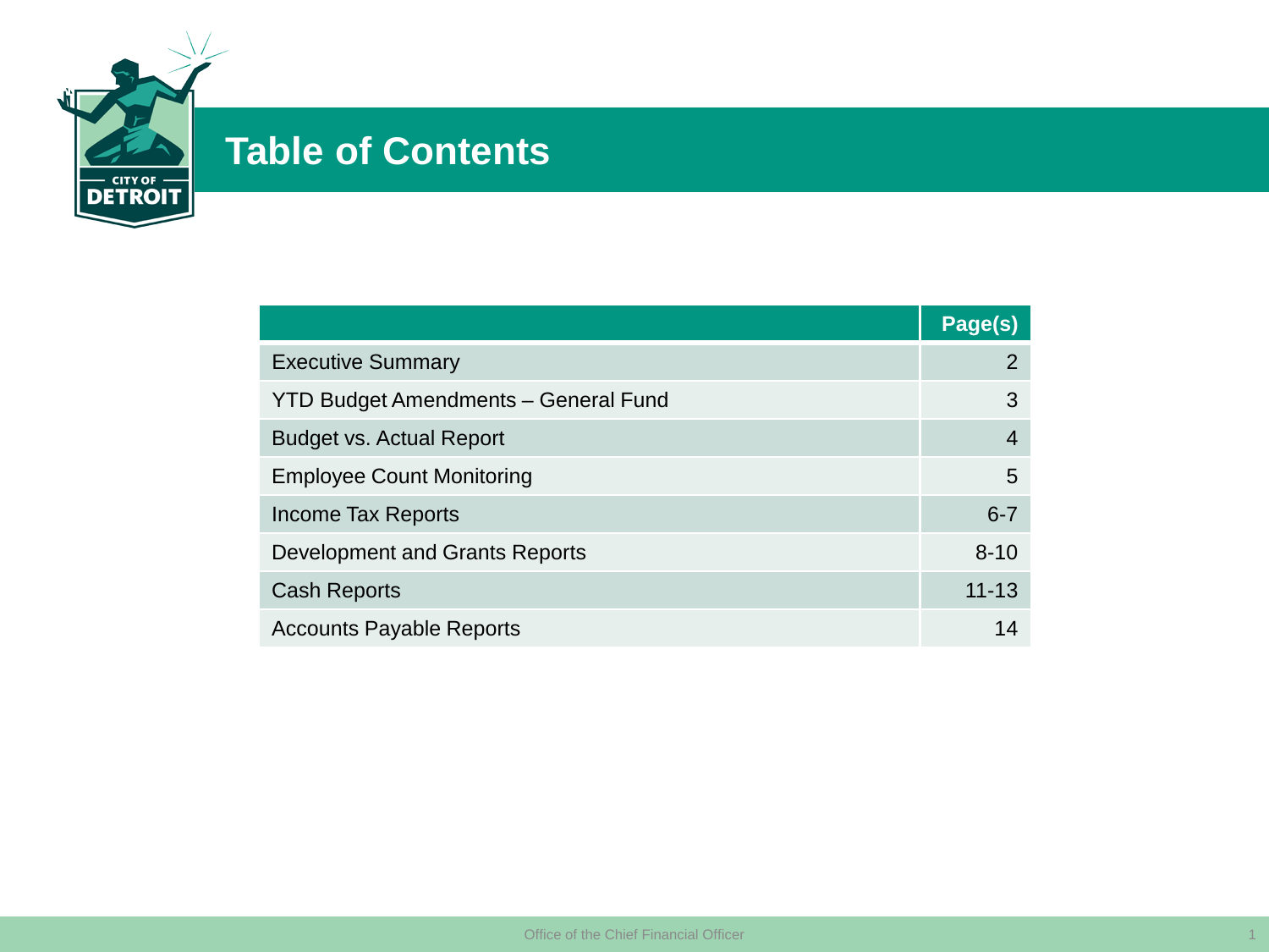# Table of Contents

| | Page(s) |
|---|---|
| Executive Summary | 2 |
| YTD Budget Amendments – General Fund | 3 |
| Budget vs. Actual Report | 4 |
| Employee Count Monitoring | 5 |
| Income Tax Reports | 6-7 |
| Development and Grants Reports | 8-10 |
| Cash Reports | 11-13 |
| Accounts Payable Reports | 14 |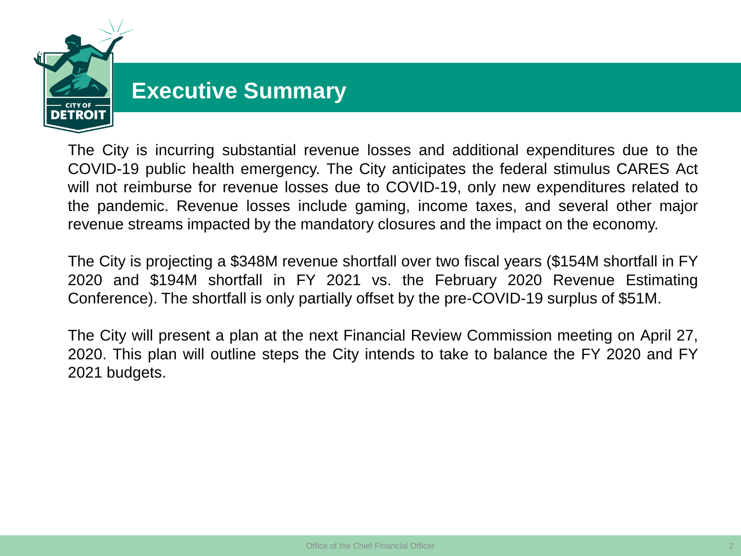# Executive Summary

The City is incurring substantial revenue losses and additional expenditures due to the COVID-19 public health emergency. The City anticipates the federal stimulus CARES Act will not reimburse for revenue losses due to COVID-19, only new expenditures related to the pandemic. Revenue losses include gaming, income taxes, and several other major revenue streams impacted by the mandatory closures and the impact on the economy.

The City is projecting a $348M revenue shortfall over two fiscal years ($154M shortfall in FY 2020 and $194M shortfall in FY 2021 vs. the February 2020 Revenue Estimating Conference). The shortfall is only partially offset by the pre-COVID-19 surplus of $51M.

The City will present a plan at the next Financial Review Commission meeting on April 27, 2020. This plan will outline steps the City intends to take to balance the FY 2020 and FY 2021 budgets.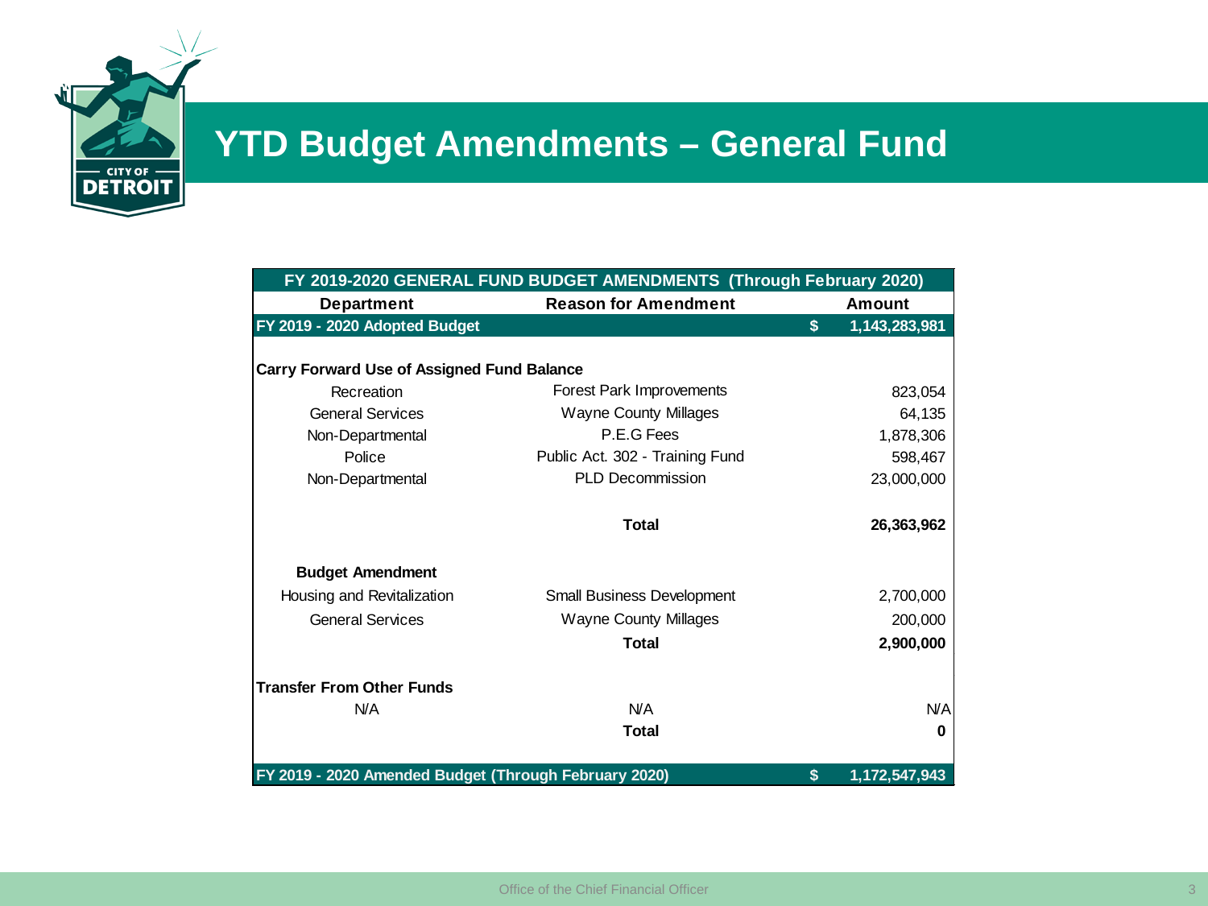# YTD Budget Amendments – General Fund

| FY 2019-2020 GENERAL FUND BUDGET AMENDMENTS (Through February 2020) | | |
|---|---|---|
| **Department** | **Reason for Amendment** | **Amount** |
| **FY 2019 - 2020 Adopted Budget** | | **$ 1,143,283,981** |
| **Carry Forward Use of Assigned Fund Balance** | | |
| Recreation | Forest Park Improvements | 823,054 |
| General Services | Wayne County Millages | 64,135 |
| Non-Departmental | P.E.G Fees | 1,878,306 |
| Police | Public Act. 302 - Training Fund | 598,467 |
| Non-Departmental | PLD Decommission | 23,000,000 |
| | **Total** | **26,363,962** |
| **Budget Amendment** | | |
| Housing and Revitalization | Small Business Development | 2,700,000 |
| General Services | Wayne County Millages | 200,000 |
| | **Total** | **2,900,000** |
| **Transfer From Other Funds** | | |
| N/A | N/A | N/A |
| | **Total** | **0** |
| **FY 2019 - 2020 Amended Budget (Through February 2020)** | | **$ 1,172,547,943** |

Office of the Chief Financial Officer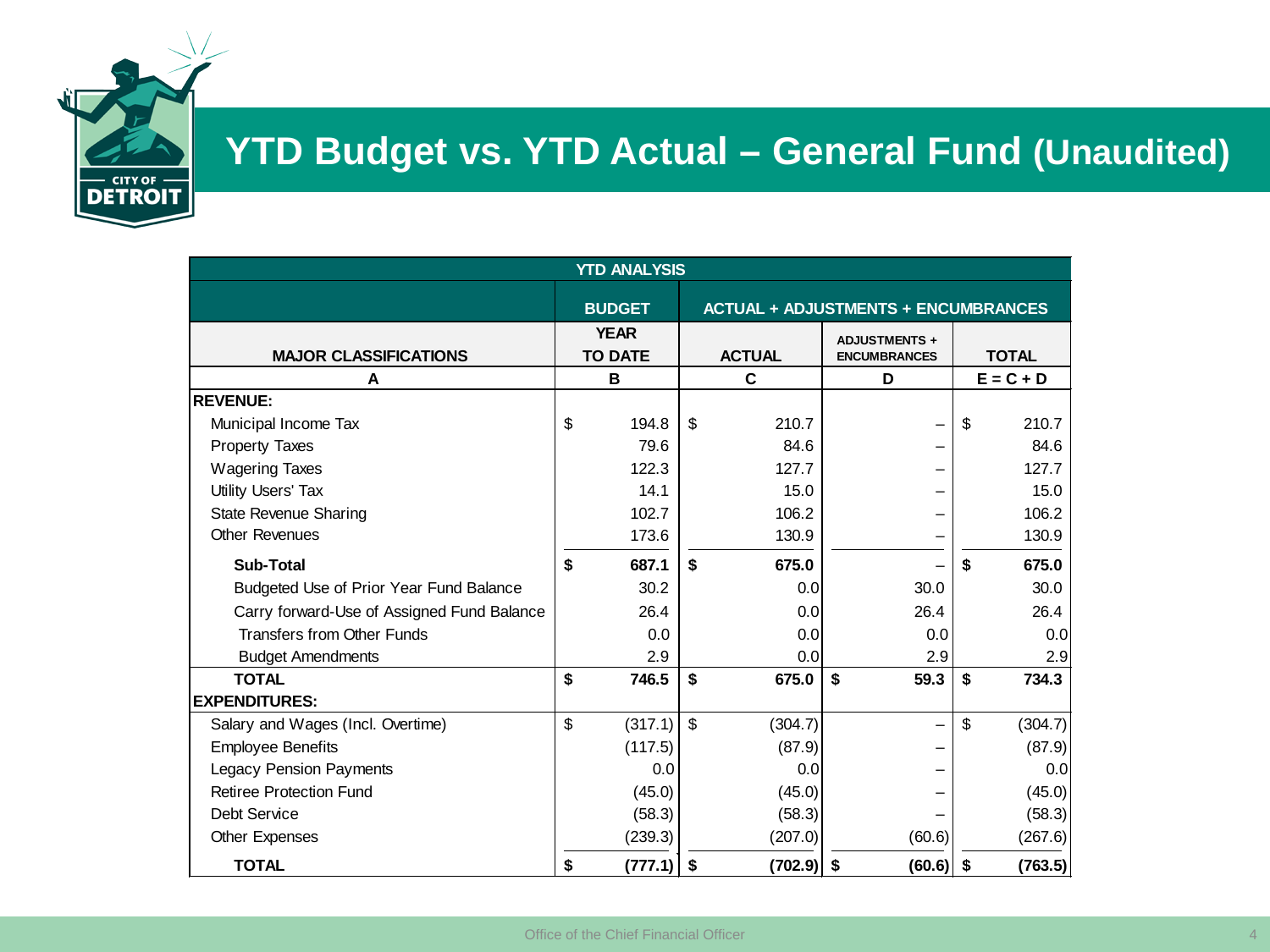# YTD Budget vs. YTD Actual – General Fund (Unaudited)

| YTD ANALYSIS | | | | |
|---|---|---|---|---|
| | BUDGET | ACTUAL + ADJUSTMENTS + ENCUMBRANCES | | |
| MAJOR CLASSIFICATIONS | YEAR TO DATE | ACTUAL | ADJUSTMENTS + ENCUMBRANCES | TOTAL |
| A | B | C | D | E = C + D |
| **REVENUE:** | | | | |
| Municipal Income Tax | $ 194.8 | $ 210.7 | – | $ 210.7 |
| Property Taxes | 79.6 | 84.6 | – | 84.6 |
| Wagering Taxes | 122.3 | 127.7 | – | 127.7 |
| Utility Users' Tax | 14.1 | 15.0 | – | 15.0 |
| State Revenue Sharing | 102.7 | 106.2 | – | 106.2 |
| Other Revenues | 173.6 | 130.9 | – | 130.9 |
| **Sub-Total** | **$ 687.1** | **$ 675.0** | – | **$ 675.0** |
| Budgeted Use of Prior Year Fund Balance | 30.2 | 0.0 | 30.0 | 30.0 |
| Carry forward-Use of Assigned Fund Balance | 26.4 | 0.0 | 26.4 | 26.4 |
| Transfers from Other Funds | 0.0 | 0.0 | 0.0 | 0.0 |
| Budget Amendments | 2.9 | 0.0 | 2.9 | 2.9 |
| **TOTAL** | **$ 746.5** | **$ 675.0** | **$ 59.3** | **$ 734.3** |
| **EXPENDITURES:** | | | | |
| Salary and Wages (Incl. Overtime) | $ (317.1) | $ (304.7) | – | $ (304.7) |
| Employee Benefits | (117.5) | (87.9) | – | (87.9) |
| Legacy Pension Payments | 0.0 | 0.0 | – | 0.0 |
| Retiree Protection Fund | (45.0) | (45.0) | – | (45.0) |
| Debt Service | (58.3) | (58.3) | – | (58.3) |
| Other Expenses | (239.3) | (207.0) | (60.6) | (267.6) |
| **TOTAL** | **$ (777.1)** | **$ (702.9)** | **$ (60.6)** | **$ (763.5)** |

Office of the Chief Financial Officer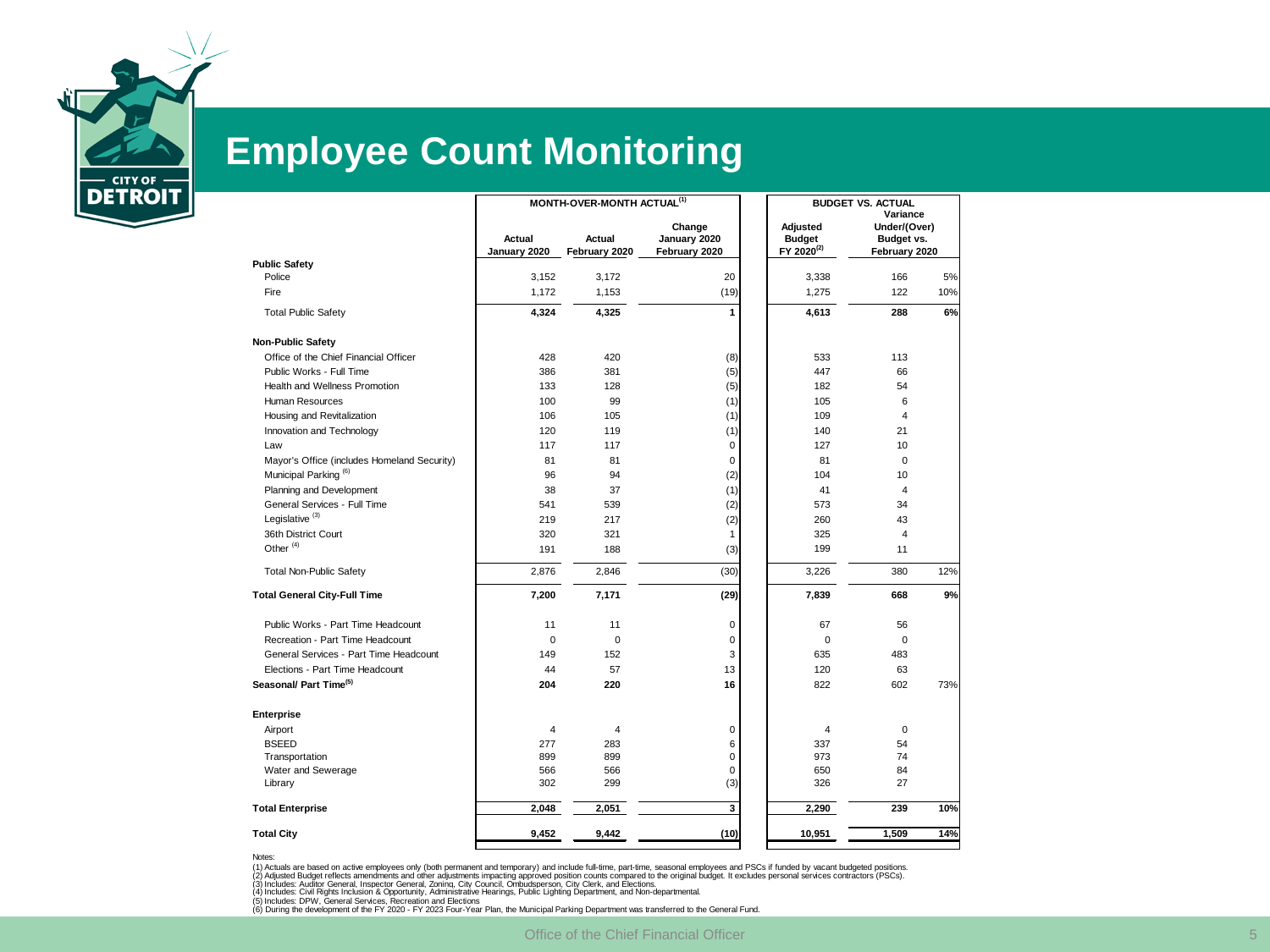# Employee Count Monitoring

| | MONTH-OVER-MONTH ACTUAL[1] | | | BUDGET VS. ACTUAL | | |
|---|---|---|---|---|---|---|
| | Actual January 2020 | Actual February 2020 | Change January 2020 February 2020 | Adjusted Budget FY 2020[2] | Variance Under/(Over) Budget vs. February 2020 | |
| **Public Safety** | | | | | | |
| Police | 3,152 | 3,172 | 20 | 3,338 | 166 | 5% |
| Fire | 1,172 | 1,153 | (19) | 1,275 | 122 | 10% |
| Total Public Safety | **4,324** | **4,325** | **1** | **4,613** | **288** | **6%** |
| **Non-Public Safety** | | | | | | |
| Office of the Chief Financial Officer | 428 | 420 | (8) | 533 | 113 | |
| Public Works - Full Time | 386 | 381 | (5) | 447 | 66 | |
| Health and Wellness Promotion | 133 | 128 | (5) | 182 | 54 | |
| Human Resources | 100 | 99 | (1) | 105 | 6 | |
| Housing and Revitalization | 106 | 105 | (1) | 109 | 4 | |
| Innovation and Technology | 120 | 119 | (1) | 140 | 21 | |
| Law | 117 | 117 | 0 | 127 | 10 | |
| Mayor's Office (includes Homeland Security) | 81 | 81 | 0 | 81 | 0 | |
| Municipal Parking [6] | 96 | 94 | (2) | 104 | 10 | |
| Planning and Development | 38 | 37 | (1) | 41 | 4 | |
| General Services - Full Time | 541 | 539 | (2) | 573 | 34 | |
| Legislative [3] | 219 | 217 | (2) | 260 | 43 | |
| 36th District Court | 320 | 321 | 1 | 325 | 4 | |
| Other [4] | 191 | 188 | (3) | 199 | 11 | |
| Total Non-Public Safety | 2,876 | 2,846 | (30) | 3,226 | 380 | 12% |
| **Total General City-Full Time** | **7,200** | **7,171** | **(29)** | **7,839** | **668** | **9%** |
| Public Works - Part Time Headcount | 11 | 11 | 0 | 67 | 56 | |
| Recreation - Part Time Headcount | 0 | 0 | 0 | 0 | 0 | |
| General Services - Part Time Headcount | 149 | 152 | 3 | 635 | 483 | |
| Elections - Part Time Headcount | 44 | 57 | 13 | 120 | 63 | |
| **Seasonal/ Part Time[5]** | **204** | **220** | **16** | 822 | 602 | 73% |
| **Enterprise** | | | | | | |
| Airport | 4 | 4 | 0 | 4 | 0 | |
| BSEED | 277 | 283 | 6 | 337 | 54 | |
| Transportation | 899 | 899 | 0 | 973 | 74 | |
| Water and Sewerage | 566 | 566 | 0 | 650 | 84 | |
| Library | 302 | 299 | (3) | 326 | 27 | |
| **Total Enterprise** | **2,048** | **2,051** | **3** | **2,290** | **239** | **10%** |
| **Total City** | **9,452** | **9,442** | **(10)** | **10,951** | **1,509** | **14%** |

Notes:

(1) Actuals are based on active employees only (both permanent and temporary) and include full-time, part-time, seasonal employees and PSCs if funded by vacant budgeted positions.
(2) Adjusted Budget reflects amendments and other adjustments impacting approved position counts compared to the original budget. It excludes personal services contractors (PSCs).
(3) Includes: Auditor General, Inspector General, Zoning, City Council, Ombudsperson, City Clerk, and Elections.
(4) Includes: Civil Rights Inclusion & Opportunity, Administrative Hearings, Public Lighting Department, and Non-departmental.
(5) Includes: DPW, General Services, Recreation and Elections
(6) During the development of the FY 2020 - FY 2023 Four-Year Plan, the Municipal Parking Department was transferred to the General Fund.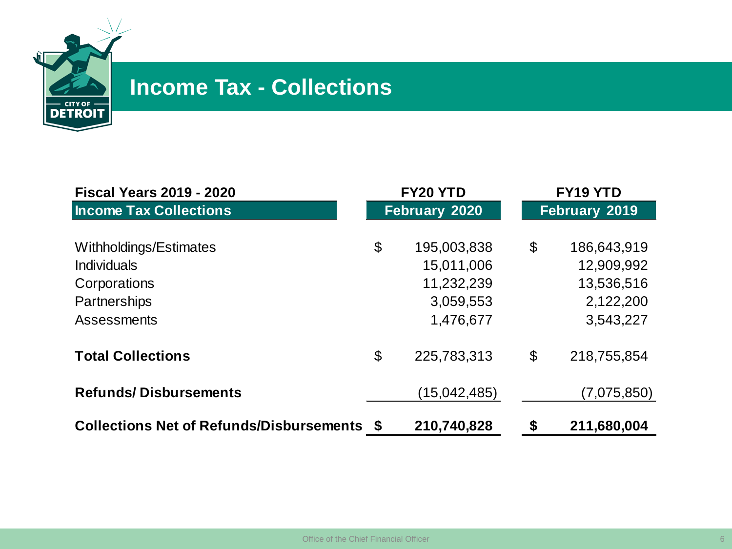# Income Tax - Collections

| Fiscal Years 2019 - 2020 | FY20 YTD | FY19 YTD |
|---|---|---|
| **Income Tax Collections** | **February 2020** | **February 2019** |
| Withholdings/Estimates | $ 195,003,838 | $ 186,643,919 |
| Individuals | 15,011,006 | 12,909,992 |
| Corporations | 11,232,239 | 13,536,516 |
| Partnerships | 3,059,553 | 2,122,200 |
| Assessments | 1,476,677 | 3,543,227 |
| **Total Collections** | $ 225,783,313 | $ 218,755,854 |
| **Refunds/ Disbursements** | (15,042,485) | (7,075,850) |
| **Collections Net of Refunds/Disbursements** | **$ 210,740,828** | **$ 211,680,004** |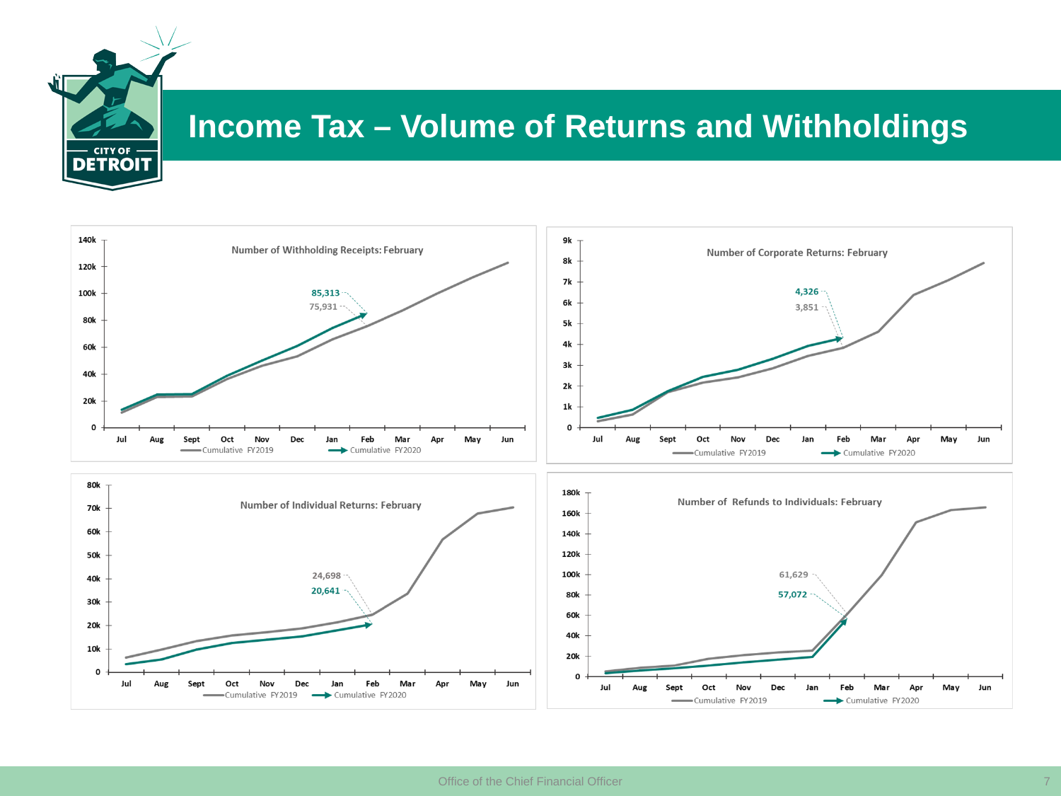# Income Tax – Volume of Returns and Withholdings

Number of Withholding Receipts: February

140k
120k
100k
80k
60k
40k
20k
0

Jul Aug Sept Oct Nov Dec Jan Feb Mar Apr May Jun

85,313
75,931

Cumulative FY2019
Cumulative FY2020

Number of Corporate Returns: February

9k
8k
7k
6k
5k
4k
3k
2k
1k
0

Jul Aug Sept Oct Nov Dec Jan Feb Mar Apr May Jun

4,326
3,851

Cumulative FY2019
Cumulative FY2020

Number of Individual Returns: February

80k
70k
60k
50k
40k
30k
20k
10k
0

Jul Aug Sept Oct Nov Dec Jan Feb Mar Apr May Jun

24,698
20,641

Cumulative FY2019
Cumulative FY2020

Number of Refunds to Individuals: February

180k
160k
140k
120k
100k
80k
60k
40k
20k
0

Jul Aug Sept Oct Nov Dec Jan Feb Mar Apr May Jun

61,629
57,072

Cumulative FY2019
Cumulative FY2020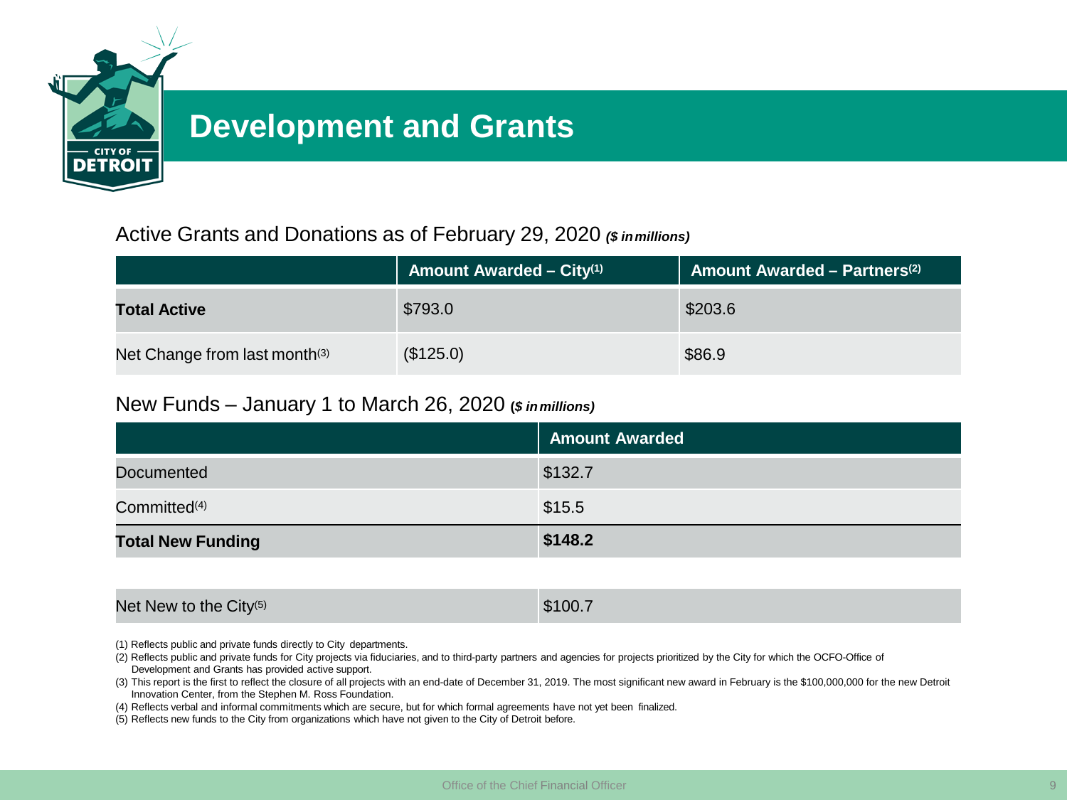# Development and Grants

Active Grants and Donations as of February 29, 2020 ***($ in millions)***

| | Amount Awarded – City[1] | Amount Awarded – Partners[2] |
|---|---|---|
| **Total Active** | $793.0 | $203.6 |
| Net Change from last month[3] | ($125.0) | $86.9 |

New Funds – January 1 to March 26, 2020 ***($ in millions)***

| | Amount Awarded |
|---|---|
| Documented | $132.7 |
| Committed[4] | $15.5 |
| **Total New Funding** | **$148.2** |

| | |
|---|---|
| Net New to the City[5] | $100.7 |

(1) Reflects public and private funds directly to City departments.

(2) Reflects public and private funds for City projects via fiduciaries, and to third-party partners and agencies for projects prioritized by the City for which the OCFO-Office of Development and Grants has provided active support.

(3) This report is the first to reflect the closure of all projects with an end-date of December 31, 2019. The most significant new award in February is the $100,000,000 for the new Detroit Innovation Center, from the Stephen M. Ross Foundation.

(4) Reflects verbal and informal commitments which are secure, but for which formal agreements have not yet been finalized.

(5) Reflects new funds to the City from organizations which have not given to the City of Detroit before.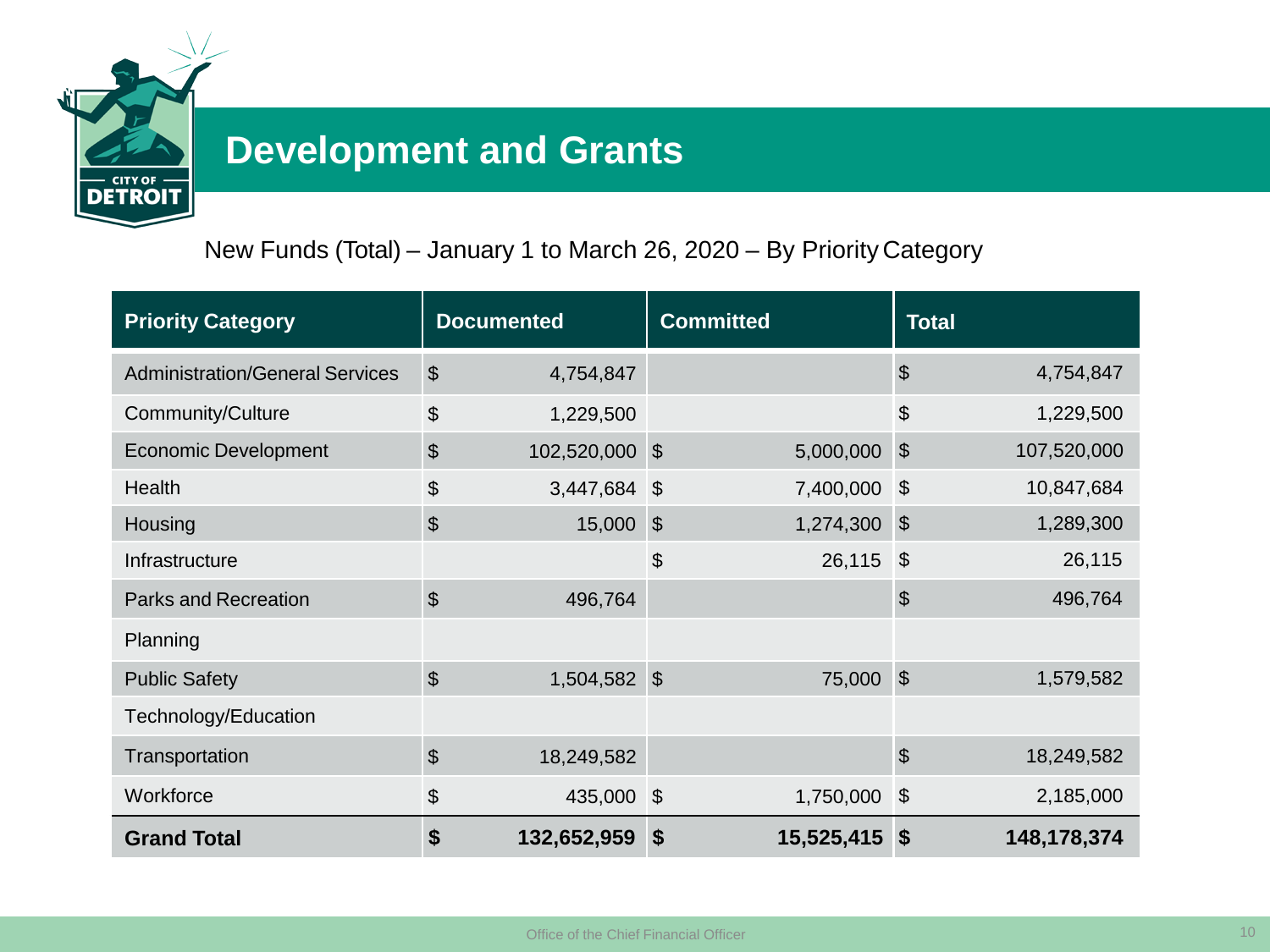# Development and Grants

New Funds (Total) – January 1 to March 26, 2020 – By Priority Category

| Priority Category | Documented | Committed | Total |
|---|---|---|---|
| Administration/General Services | $ 4,754,847 | | $ 4,754,847 |
| Community/Culture | $ 1,229,500 | | $ 1,229,500 |
| Economic Development | $ 102,520,000 | $ 5,000,000 | $ 107,520,000 |
| Health | $ 3,447,684 | $ 7,400,000 | $ 10,847,684 |
| Housing | $ 15,000 | $ 1,274,300 | $ 1,289,300 |
| Infrastructure | | $ 26,115 | $ 26,115 |
| Parks and Recreation | $ 496,764 | | $ 496,764 |
| Planning | | | |
| Public Safety | $ 1,504,582 | $ 75,000 | $ 1,579,582 |
| Technology/Education | | | |
| Transportation | $ 18,249,582 | | $ 18,249,582 |
| Workforce | $ 435,000 | $ 1,750,000 | $ 2,185,000 |
| **Grand Total** | **$ 132,652,959** | **$ 15,525,415** | **$ 148,178,374** |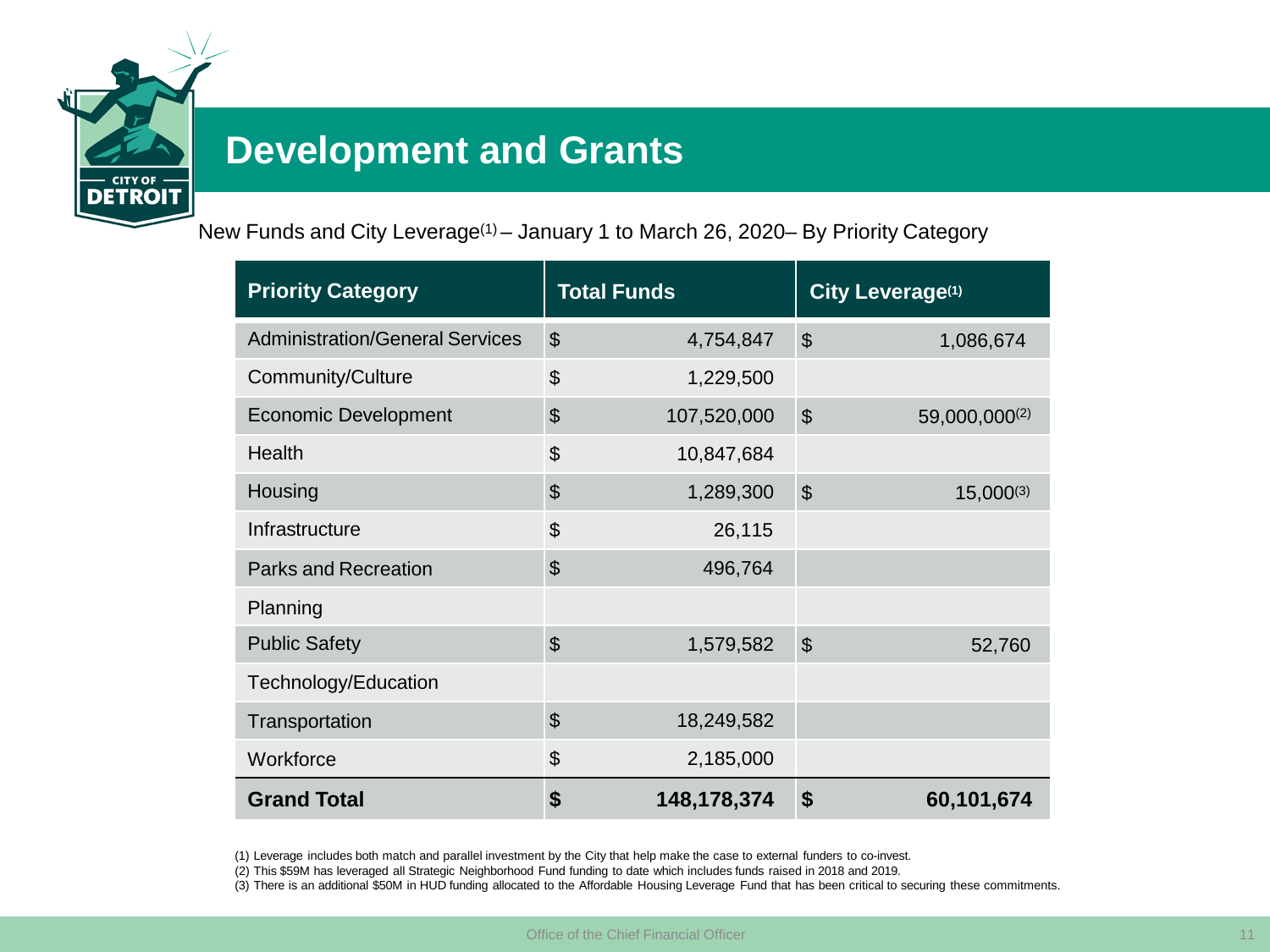# Development and Grants

New Funds and City Leverage(1) – January 1 to March 26, 2020– By Priority Category

| Priority Category | Total Funds | City Leverage(1) |
|---|---|---|
| Administration/General Services | $ 4,754,847 | $ 1,086,674 |
| Community/Culture | $ 1,229,500 | |
| Economic Development | $ 107,520,000 | $ 59,000,000(2) |
| Health | $ 10,847,684 | |
| Housing | $ 1,289,300 | $ 15,000(3) |
| Infrastructure | $ 26,115 | |
| Parks and Recreation | $ 496,764 | |
| Planning | | |
| Public Safety | $ 1,579,582 | $ 52,760 |
| Technology/Education | | |
| Transportation | $ 18,249,582 | |
| Workforce | $ 2,185,000 | |
| **Grand Total** | **$ 148,178,374** | **$ 60,101,674** |

(1) Leverage includes both match and parallel investment by the City that help make the case to external funders to co-invest.

(2) This $59M has leveraged all Strategic Neighborhood Fund funding to date which includes funds raised in 2018 and 2019.

(3) There is an additional $50M in HUD funding allocated to the Affordable Housing Leverage Fund that has been critical to securing these commitments.

Office of the Chief Financial Officer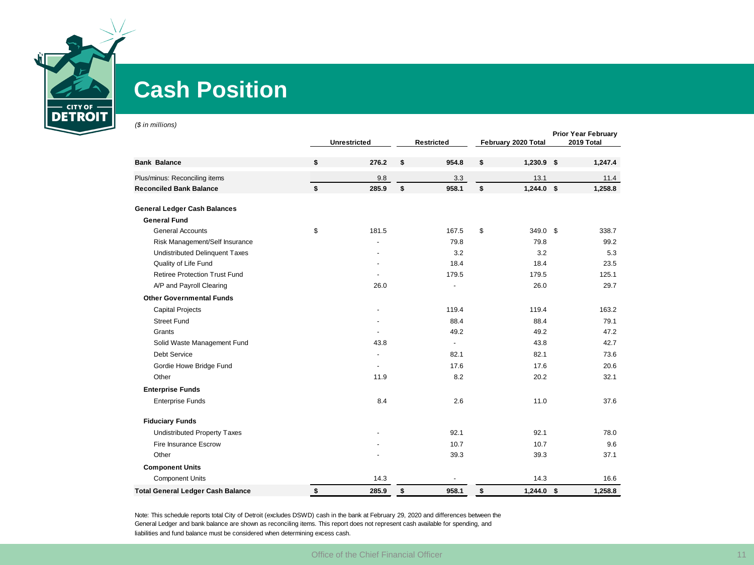# Cash Position

*($ in millions)*

| | Unrestricted | Restricted | February 2020 Total | Prior Year February 2019 Total |
|---|---|---|---|---|
| **Bank Balance** | **$ 276.2** | **$ 954.8** | **$ 1,230.9** | **$ 1,247.4** |
| Plus/minus: Reconciling items | 9.8 | 3.3 | 13.1 | 11.4 |
| **Reconciled Bank Balance** | **$ 285.9** | **$ 958.1** | **$ 1,244.0** | **$ 1,258.8** |
| **General Ledger Cash Balances** | | | | |
| **General Fund** | | | | |
| General Accounts | $ 181.5 | 167.5 | $ 349.0 | $ 338.7 |
| Risk Management/Self Insurance | - | 79.8 | 79.8 | 99.2 |
| Undistributed Delinquent Taxes | - | 3.2 | 3.2 | 5.3 |
| Quality of Life Fund | - | 18.4 | 18.4 | 23.5 |
| Retiree Protection Trust Fund | - | 179.5 | 179.5 | 125.1 |
| A/P and Payroll Clearing | 26.0 | - | 26.0 | 29.7 |
| **Other Governmental Funds** | | | | |
| Capital Projects | - | 119.4 | 119.4 | 163.2 |
| Street Fund | - | 88.4 | 88.4 | 79.1 |
| Grants | - | 49.2 | 49.2 | 47.2 |
| Solid Waste Management Fund | 43.8 | - | 43.8 | 42.7 |
| Debt Service | - | 82.1 | 82.1 | 73.6 |
| Gordie Howe Bridge Fund | - | 17.6 | 17.6 | 20.6 |
| Other | 11.9 | 8.2 | 20.2 | 32.1 |
| **Enterprise Funds** | | | | |
| Enterprise Funds | 8.4 | 2.6 | 11.0 | 37.6 |
| **Fiduciary Funds** | | | | |
| Undistributed Property Taxes | - | 92.1 | 92.1 | 78.0 |
| Fire Insurance Escrow | - | 10.7 | 10.7 | 9.6 |
| Other | - | 39.3 | 39.3 | 37.1 |
| **Component Units** | | | | |
| Component Units | 14.3 | - | 14.3 | 16.6 |
| **Total General Ledger Cash Balance** | **$ 285.9** | **$ 958.1** | **$ 1,244.0** | **$ 1,258.8** |

Note: This schedule reports total City of Detroit (excludes DSWD) cash in the bank at February 29, 2020 and differences between the General Ledger and bank balance are shown as reconciling items. This report does not represent cash available for spending, and liabilities and fund balance must be considered when determining excess cash.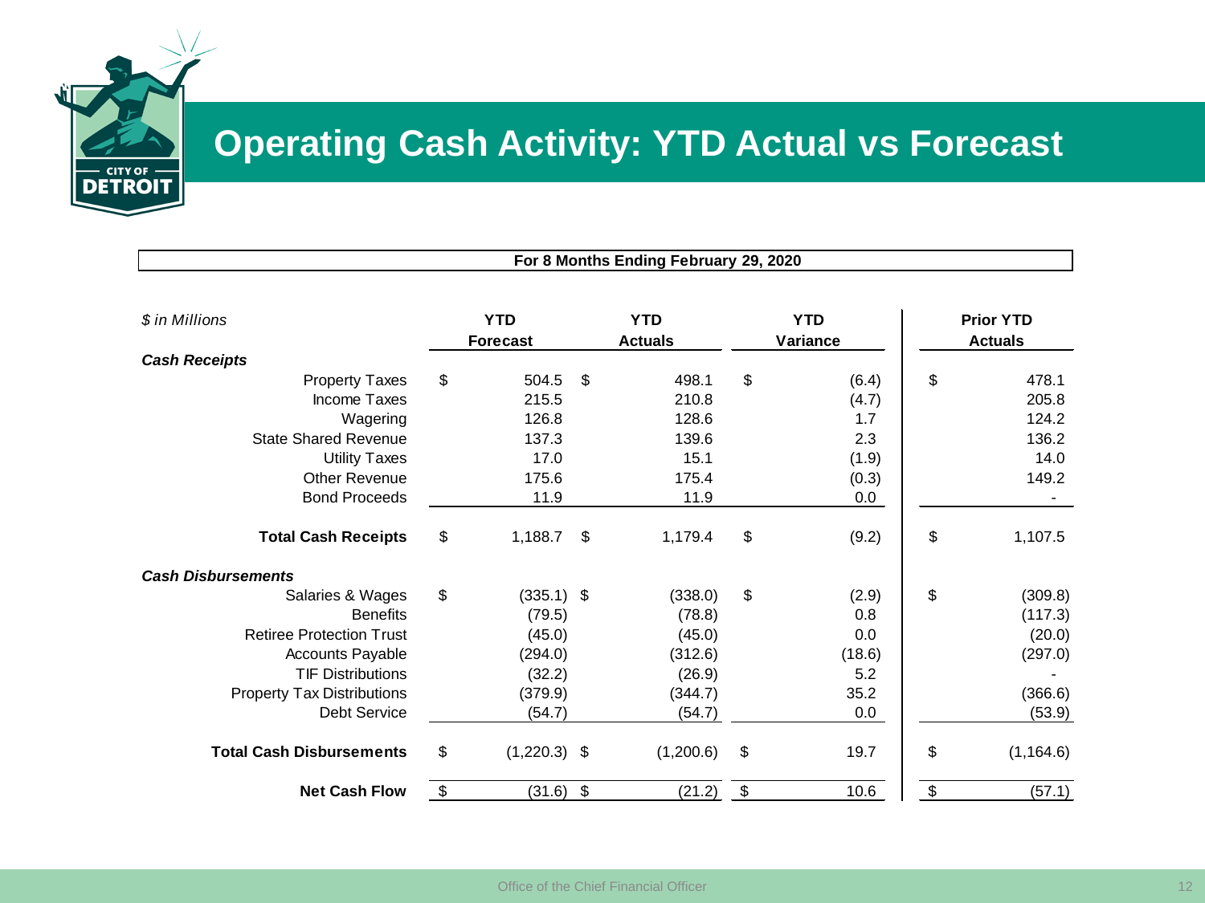# Operating Cash Activity: YTD Actual vs Forecast

**For 8 Months Ending February 29, 2020**

| *$ in Millions* | YTD Forecast | YTD Actuals | YTD Variance | Prior YTD Actuals |
|---|---|---|---|---|
| ***Cash Receipts*** | | | | |
| Property Taxes | $ 504.5 | $ 498.1 | $ (6.4) | $ 478.1 |
| Income Taxes | 215.5 | 210.8 | (4.7) | 205.8 |
| Wagering | 126.8 | 128.6 | 1.7 | 124.2 |
| State Shared Revenue | 137.3 | 139.6 | 2.3 | 136.2 |
| Utility Taxes | 17.0 | 15.1 | (1.9) | 14.0 |
| Other Revenue | 175.6 | 175.4 | (0.3) | 149.2 |
| Bond Proceeds | 11.9 | 11.9 | 0.0 | - |
| **Total Cash Receipts** | $ 1,188.7 | $ 1,179.4 | $ (9.2) | $ 1,107.5 |
| ***Cash Disbursements*** | | | | |
| Salaries & Wages | $ (335.1) | $ (338.0) | $ (2.9) | $ (309.8) |
| Benefits | (79.5) | (78.8) | 0.8 | (117.3) |
| Retiree Protection Trust | (45.0) | (45.0) | 0.0 | (20.0) |
| Accounts Payable | (294.0) | (312.6) | (18.6) | (297.0) |
| TIF Distributions | (32.2) | (26.9) | 5.2 | - |
| Property Tax Distributions | (379.9) | (344.7) | 35.2 | (366.6) |
| Debt Service | (54.7) | (54.7) | 0.0 | (53.9) |
| **Total Cash Disbursements** | $ (1,220.3) | $ (1,200.6) | $ 19.7 | $ (1,164.6) |
| **Net Cash Flow** | $ (31.6) | $ (21.2) | $ 10.6 | $ (57.1) |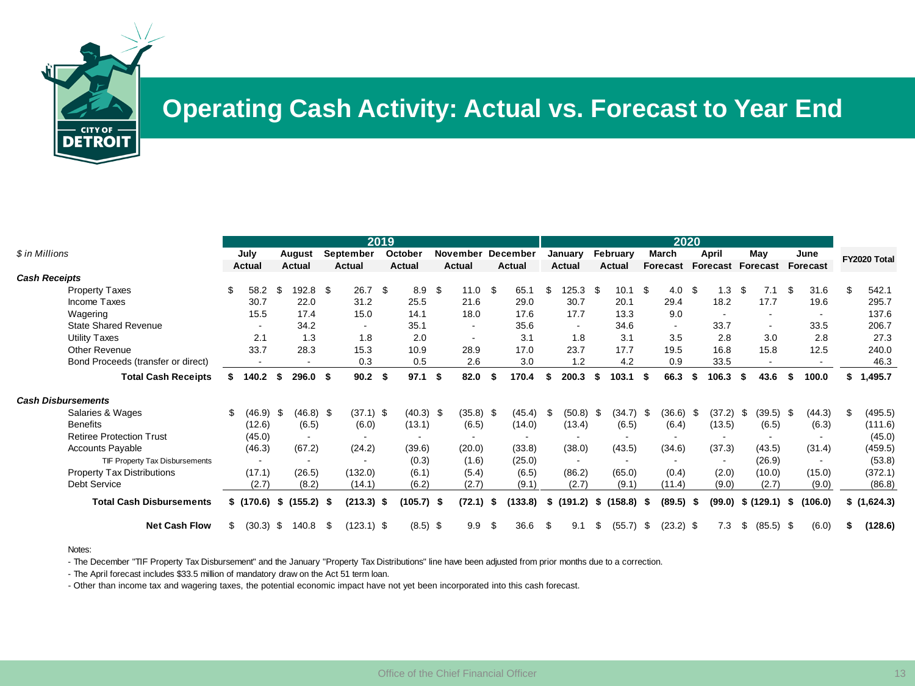# Operating Cash Activity: Actual vs. Forecast to Year End

| $ in Millions | 2019 | | | | | | 2020 | | | | | | |
|---|---|---|---|---|---|---|---|---|---|---|---|---|---|
| | July Actual | August Actual | September Actual | October Actual | November Actual | December Actual | January Actual | February Actual | March Forecast | April Forecast | May Forecast | June Forecast | FY2020 Total |
| ***Cash Receipts*** | | | | | | | | | | | | | |
| Property Taxes | $ 58.2 | $ 192.8 | $ 26.7 | $ 8.9 | $ 11.0 | $ 65.1 | $ 125.3 | $ 10.1 | $ 4.0 | $ 1.3 | $ 7.1 | $ 31.6 | $ 542.1 |
| Income Taxes | 30.7 | 22.0 | 31.2 | 25.5 | 21.6 | 29.0 | 30.7 | 20.1 | 29.4 | 18.2 | 17.7 | 19.6 | 295.7 |
| Wagering | 15.5 | 17.4 | 15.0 | 14.1 | 18.0 | 17.6 | 17.7 | 13.3 | 9.0 | - | - | - | 137.6 |
| State Shared Revenue | - | 34.2 | - | 35.1 | - | 35.6 | - | 34.6 | - | 33.7 | - | 33.5 | 206.7 |
| Utility Taxes | 2.1 | 1.3 | 1.8 | 2.0 | - | 3.1 | 1.8 | 3.1 | 3.5 | 2.8 | 3.0 | 2.8 | 27.3 |
| Other Revenue | 33.7 | 28.3 | 15.3 | 10.9 | 28.9 | 17.0 | 23.7 | 17.7 | 19.5 | 16.8 | 15.8 | 12.5 | 240.0 |
| Bond Proceeds (transfer or direct) | - | - | 0.3 | 0.5 | 2.6 | 3.0 | 1.2 | 4.2 | 0.9 | 33.5 | - | - | 46.3 |
| **Total Cash Receipts** | **$ 140.2** | **$ 296.0** | **$ 90.2** | **$ 97.1** | **$ 82.0** | **$ 170.4** | **$ 200.3** | **$ 103.1** | **$ 66.3** | **$ 106.3** | **$ 43.6** | **$ 100.0** | **$ 1,495.7** |
| ***Cash Disbursements*** | | | | | | | | | | | | | |
| Salaries & Wages | $ (46.9) | $ (46.8) | $ (37.1) | $ (40.3) | $ (35.8) | $ (45.4) | $ (50.8) | $ (34.7) | $ (36.6) | $ (37.2) | $ (39.5) | $ (44.3) | $ (495.5) |
| Benefits | (12.6) | (6.5) | (6.0) | (13.1) | (6.5) | (14.0) | (13.4) | (6.5) | (6.4) | (13.5) | (6.5) | (6.3) | (111.6) |
| Retiree Protection Trust | (45.0) | - | - | - | - | - | - | - | - | - | - | - | (45.0) |
| Accounts Payable | (46.3) | (67.2) | (24.2) | (39.6) | (20.0) | (33.8) | (38.0) | (43.5) | (34.6) | (37.3) | (43.5) | (31.4) | (459.5) |
| TIF Property Tax Disbursements | - | - | - | (0.3) | (1.6) | (25.0) | - | - | - | - | (26.9) | - | (53.8) |
| Property Tax Distributions | (17.1) | (26.5) | (132.0) | (6.1) | (5.4) | (6.5) | (86.2) | (65.0) | (0.4) | (2.0) | (10.0) | (15.0) | (372.1) |
| Debt Service | (2.7) | (8.2) | (14.1) | (6.2) | (2.7) | (9.1) | (2.7) | (9.1) | (11.4) | (9.0) | (2.7) | (9.0) | (86.8) |
| **Total Cash Disbursements** | **$ (170.6)** | **$ (155.2)** | **$ (213.3)** | **$ (105.7)** | **$ (72.1)** | **$ (133.8)** | **$ (191.2)** | **$ (158.8)** | **$ (89.5)** | **$ (99.0)** | **$ (129.1)** | **$ (106.0)** | **$ (1,624.3)** |
| **Net Cash Flow** | $ (30.3) | $ 140.8 | $ (123.1) | $ (8.5) | $ 9.9 | $ 36.6 | $ 9.1 | $ (55.7) | $ (23.2) | $ 7.3 | $ (85.5) | $ (6.0) | **$ (128.6)** |

Notes:

- The December "TIF Property Tax Disbursement" and the January "Property Tax Distributions" line have been adjusted from prior months due to a correction.
- The April forecast includes $33.5 million of mandatory draw on the Act 51 term loan.
- Other than income tax and wagering taxes, the potential economic impact have not yet been incorporated into this cash forecast.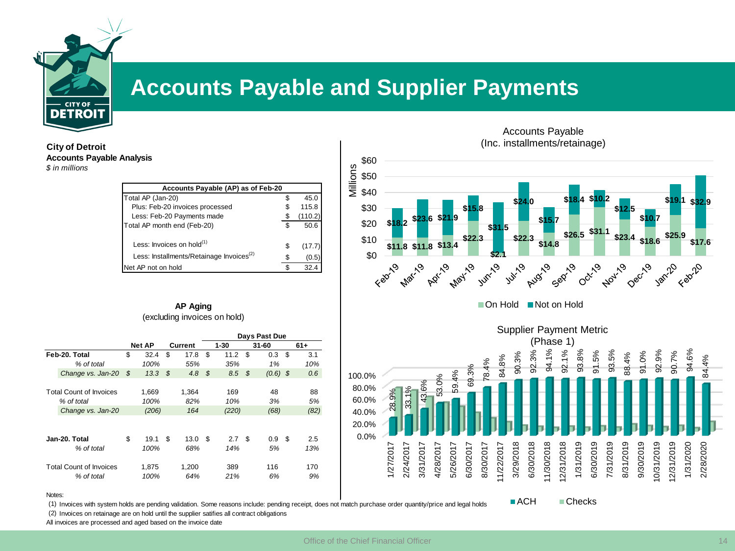# Accounts Payable and Supplier Payments

**City of Detroit**
**Accounts Payable Analysis**
*$ in millions*

| Accounts Payable (AP) as of Feb-20 | | |
|---|---|---|
| Total AP (Jan-20) | $ | 45.0 |
| Plus: Feb-20 invoices processed | $ | 115.8 |
| Less: Feb-20 Payments made | $ | (110.2) |
| Total AP month end (Feb-20) | $ | 50.6 |
| Less: Invoices on hold[1] | $ | (17.7) |
| Less: Installments/Retainage Invoices[2] | $ | (0.5) |
| Net AP not on hold | $ | 32.4 |

**AP Aging**
(excluding invoices on hold)

| | Net AP | Current | Days Past Due 1-30 | 31-60 | 61+ |
|---|---|---|---|---|---|
| **Feb-20. Total** | $ 32.4 | $ 17.8 | $ 11.2 | $ 0.3 | $ 3.1 |
| *% of total* | *100%* | *55%* | *35%* | *1%* | *10%* |
| *Change vs. Jan-20* | *$ 13.3* | *$ 4.8* | *$ 8.5* | *$ (0.6)* | *$ 0.6* |
| Total Count of Invoices | 1,669 | 1,364 | 169 | 48 | 88 |
| *% of total* | *100%* | *82%* | *10%* | *3%* | *5%* |
| *Change vs. Jan-20* | *(206)* | *164* | *(220)* | *(68)* | *(82)* |
| **Jan-20. Total** | $ 19.1 | $ 13.0 | $ 2.7 | $ 0.9 | $ 2.5 |
| *% of total* | *100%* | *68%* | *14%* | *5%* | *13%* |
| Total Count of Invoices | 1,875 | 1,200 | 389 | 116 | 170 |
| *% of total* | *100%* | *64%* | *21%* | *6%* | *9%* |

Accounts Payable
(Inc. installments/retainage)

Millions
$60 $50 $40 $30 $20 $10 $0

Feb-19: $11.8 / $18.2
Mar-19: $11.8 / $23.6
Apr-19: $13.4 / $21.9
May-19: $22.3 / $15.8
Jun-19: $2.1 / $31.5
Jul-19: $22.3 / $24.0
Aug-19: $14.8 / $15.7
Sep-19: $26.5 / $18.4
Oct-19: $31.1 / $10.2
Nov-19: $23.4 / $12.5
Dec-19: $18.6 / $10.7
Jan-20: $25.9 / $19.1
Feb-20: $17.6 / $32.9

On Hold  Not on Hold

Supplier Payment Metric
(Phase 1)

100.0% 80.0% 60.0% 40.0% 20.0% 0.0%

1/27/2017: 28.9%
2/24/2017: 33.1%
3/31/2017: 43.6%
4/28/2017: 53.0%
5/26/2017: 59.4%
6/30/2017: 69.3%
8/30/2017: 78.4%
11/22/2017: 84.8%
3/29/2018: 90.3%
6/30/2018: 92.3%
11/30/2018: 94.1%
12/31/2018: 92.1%
1/31/2019: 93.8%
6/30/2019: 91.5%
7/31/2019: 93.5%
8/31/2019: 88.4%
9/30/2019: 91.0%
10/31/2019: 92.9%
12/31/2019: 90.7%
1/31/2020: 94.6%
2/28/2020: 84.4%

ACH  Checks

Notes:

(1) Invoices with system holds are pending validation. Some reasons include: pending receipt, does not match purchase order quantity/price and legal holds

(2) Invoices on retainage are on hold until the supplier satifies all contract obligations

All invoices are processed and aged based on the invoice date

Office of the Chief Financial Officer